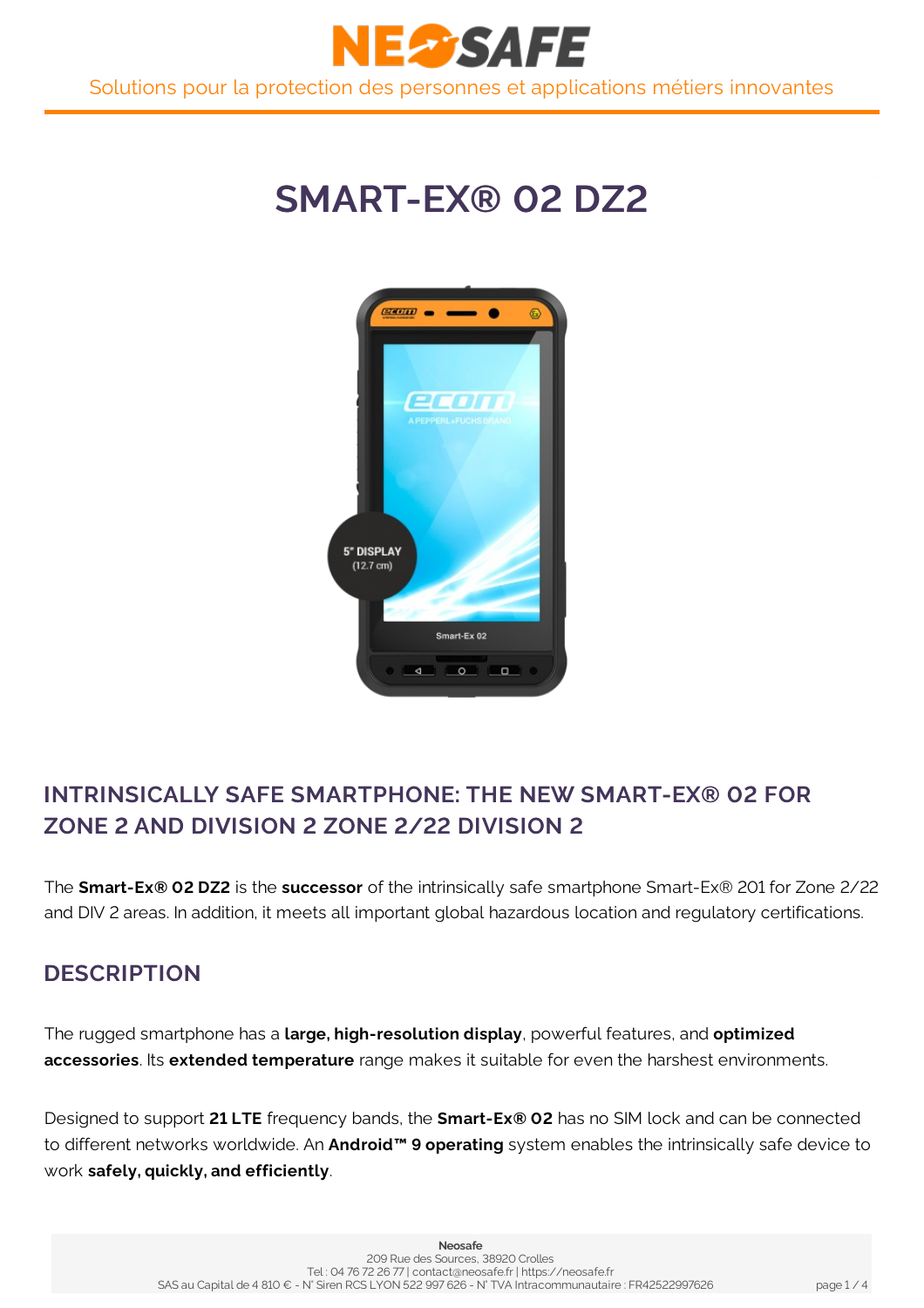# SMART-EX® 02 DZ2

## INTRINSICALLY SAFE SMARTPHONE: THE NEW SMART-EX® 02 FOR ZONE 2 AND DIVISION 2 ZONE 2/22 DIVISION 2

The **Smart-Ex® 02 DZ2** is the **successor** of the intrinsically safe smartphone Smart-Ex® 201 for Zone 2/22 and DIV 2 areas. In addition, it meets all important global hazardous location and regulatory certifications.

## DESCRIPTION

The rugged smartphone has a **large, high-resolution display**, powerful features, and **optimized accessories**. Its **extended temperature** range makes it suitable for even the harshest environments.

Designed to support **21 LTE** frequency bands, the **Smart-Ex® 02** has no SIM lock and can be connected to different networks worldwide. An **Android™ 9 operating** system enables the intrinsically safe device to work **safely, quickly, and efficiently**.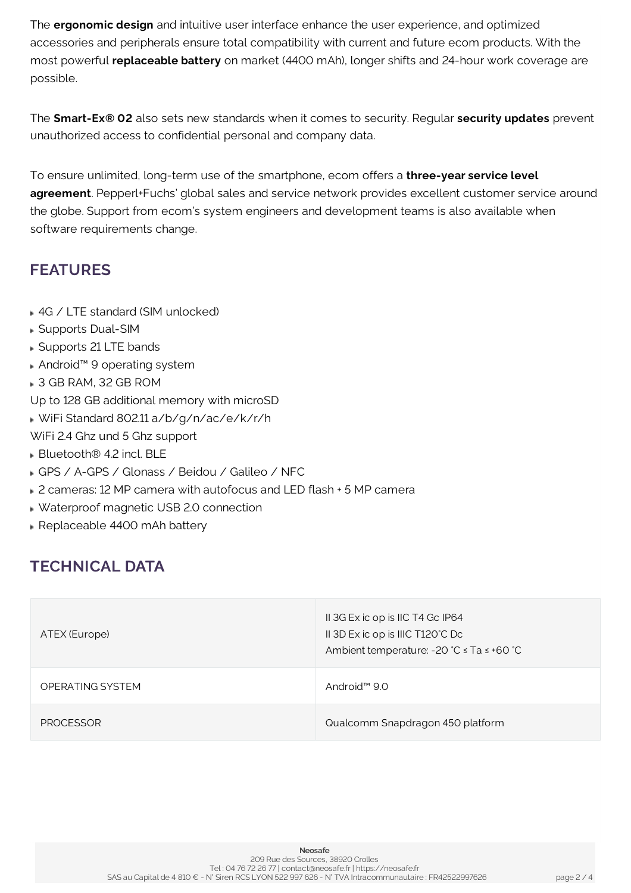The **ergonomic design** and intuitive user interface enhance the user experience, and optimized accessories and peripherals ensure total compatibility with current and future ecom products. With the most powerful **replaceable battery** on market (4400 mAh), longer shifts and 24-hour work coverage are possible.

The **Smart-Ex® 02** also sets new standards when it comes to security. Regular **security updates** prevent unauthorized access to confidential personal and company data.

To ensure unlimited, long-term use of the smartphone, ecom offers a **three-year service level agreement**. Pepperl+Fuchs' global sales and service network provides excellent customer service around the globe. Support from ecom's system engineers and development teams is also available when software requirements change.

## FEATURES

- 4G / LTE standard (SIM unlocked)
- Supports Dual-SIM
- Supports 21 LTE bands
- Android™ 9 operating system
- 3 GB RAM, 32 GB ROM

Up to 128 GB additional memory with microSD

- WiFi Standard 802.11 a/b/g/n/ac/e/k/r/h

WiFi 2.4 Ghz und 5 Ghz support

- Bluetooth® 4.2 incl. BLE
- GPS / A-GPS / Glonass / Beidou / Galileo / NFC
- 2 cameras: 12 MP camera with autofocus and LED flash + 5 MP camera
- Waterproof magnetic USB 2.0 connection
- Replaceable 4400 mAh battery

## TECHNICAL DATA

| | |
|---|---|
| ATEX (Europe) | II 3G Ex ic op is IIC T4 Gc IP64<br>II 3D Ex ic op is IIIC T120°C Dc<br>Ambient temperature: -20 °C ≤ Ta ≤ +60 °C |
| OPERATING SYSTEM | Android™ 9.0 |
| PROCESSOR | Qualcomm Snapdragon 450 platform |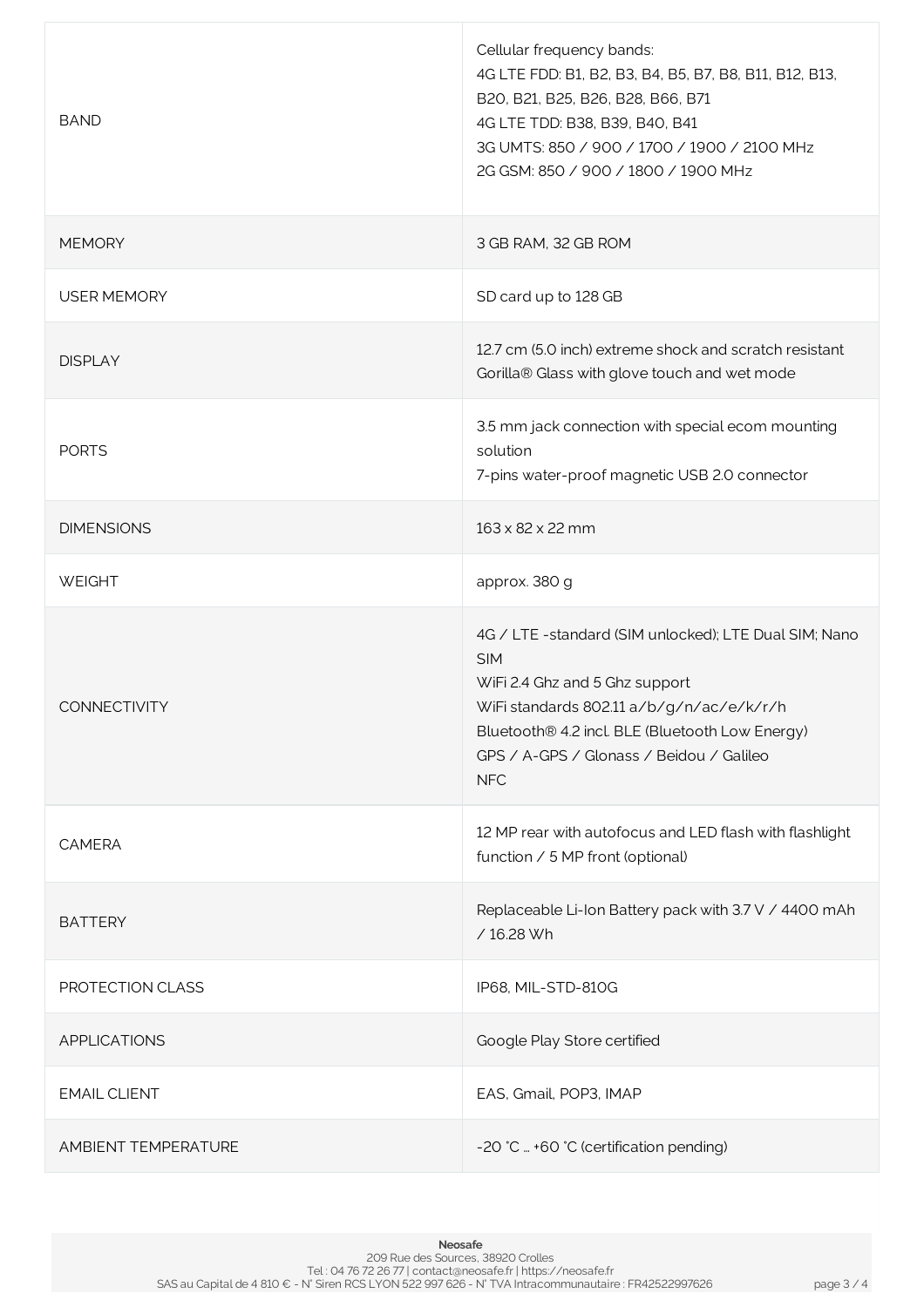| | |
|---|---|
| BAND | Cellular frequency bands:<br>4G LTE FDD: B1, B2, B3, B4, B5, B7, B8, B11, B12, B13, B20, B21, B25, B26, B28, B66, B71<br>4G LTE TDD: B38, B39, B40, B41<br>3G UMTS: 850 / 900 / 1700 / 1900 / 2100 MHz<br>2G GSM: 850 / 900 / 1800 / 1900 MHz |
| MEMORY | 3 GB RAM, 32 GB ROM |
| USER MEMORY | SD card up to 128 GB |
| DISPLAY | 12.7 cm (5.0 inch) extreme shock and scratch resistant Gorilla® Glass with glove touch and wet mode |
| PORTS | 3.5 mm jack connection with special ecom mounting solution<br>7-pins water-proof magnetic USB 2.0 connector |
| DIMENSIONS | 163 x 82 x 22 mm |
| WEIGHT | approx. 380 g |
| CONNECTIVITY | 4G / LTE -standard (SIM unlocked); LTE Dual SIM; Nano SIM<br>WiFi 2.4 Ghz and 5 Ghz support<br>WiFi standards 802.11 a/b/g/n/ac/e/k/r/h<br>Bluetooth® 4.2 incl. BLE (Bluetooth Low Energy)<br>GPS / A-GPS / Glonass / Beidou / Galileo<br>NFC |
| CAMERA | 12 MP rear with autofocus and LED flash with flashlight function / 5 MP front (optional) |
| BATTERY | Replaceable Li-Ion Battery pack with 3.7 V / 4400 mAh / 16.28 Wh |
| PROTECTION CLASS | IP68, MIL-STD-810G |
| APPLICATIONS | Google Play Store certified |
| EMAIL CLIENT | EAS, Gmail, POP3, IMAP |
| AMBIENT TEMPERATURE | -20 °C ... +60 °C (certification pending) |

**Neosafe**
209 Rue des Sources, 38920 Crolles
Tel : 04 76 72 26 77 | contact@neosafe.fr | https://neosafe.fr
SAS au Capital de 4 810 € - N° Siren RCS LYON 522 997 626 - N° TVA Intracommunautaire : FR42522997626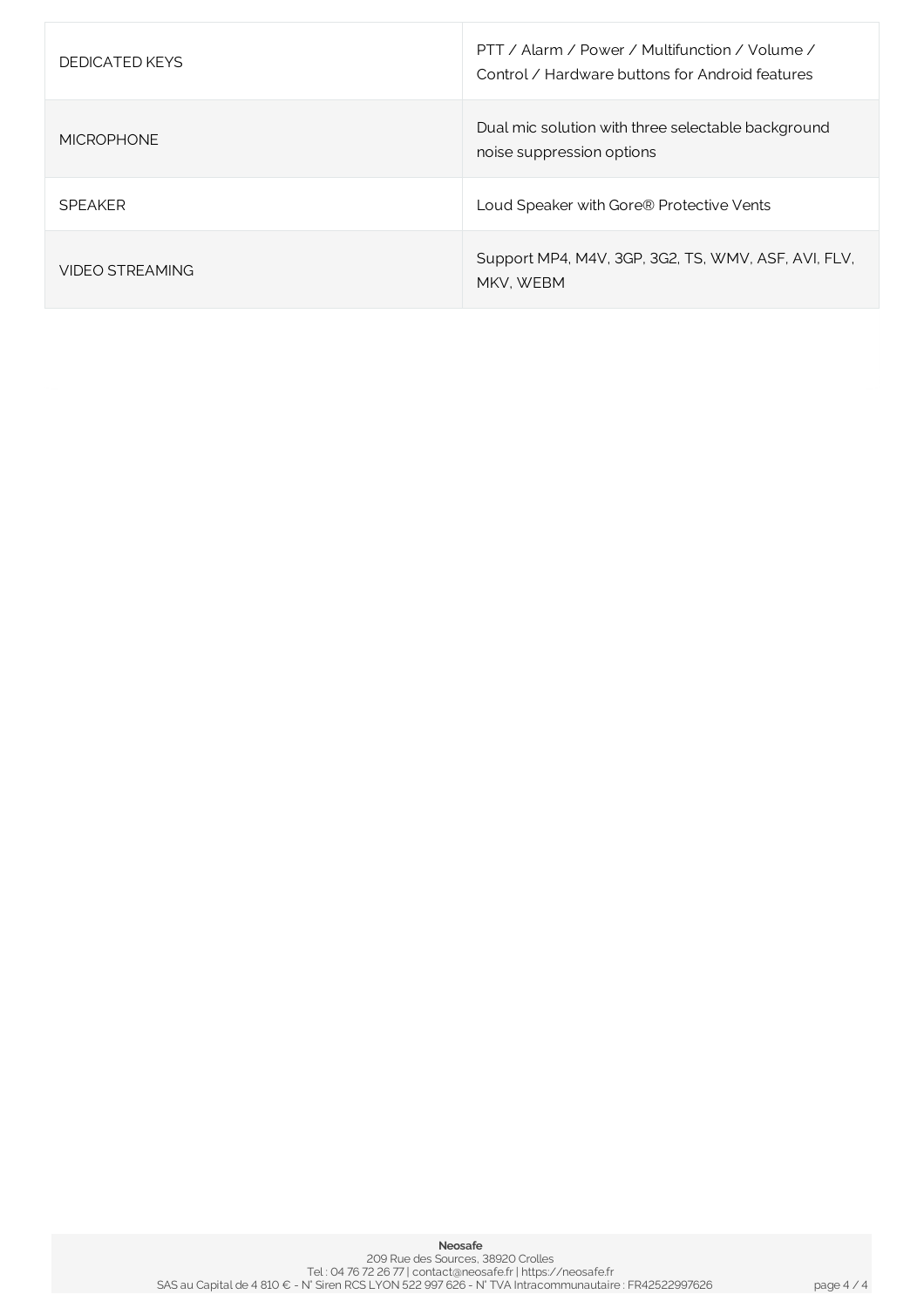| | |
|---|---|
| DEDICATED KEYS | PTT / Alarm / Power / Multifunction / Volume / Control / Hardware buttons for Android features |
| MICROPHONE | Dual mic solution with three selectable background noise suppression options |
| SPEAKER | Loud Speaker with Gore® Protective Vents |
| VIDEO STREAMING | Support MP4, M4V, 3GP, 3G2, TS, WMV, ASF, AVI, FLV, MKV, WEBM |

**Neosafe**
209 Rue des Sources, 38920 Crolles
Tel : 04 76 72 26 77 | contact@neosafe.fr | https://neosafe.fr
SAS au Capital de 4 810 € - N° Siren RCS LYON 522 997 626 - N° TVA Intracommunautaire : FR42522997626